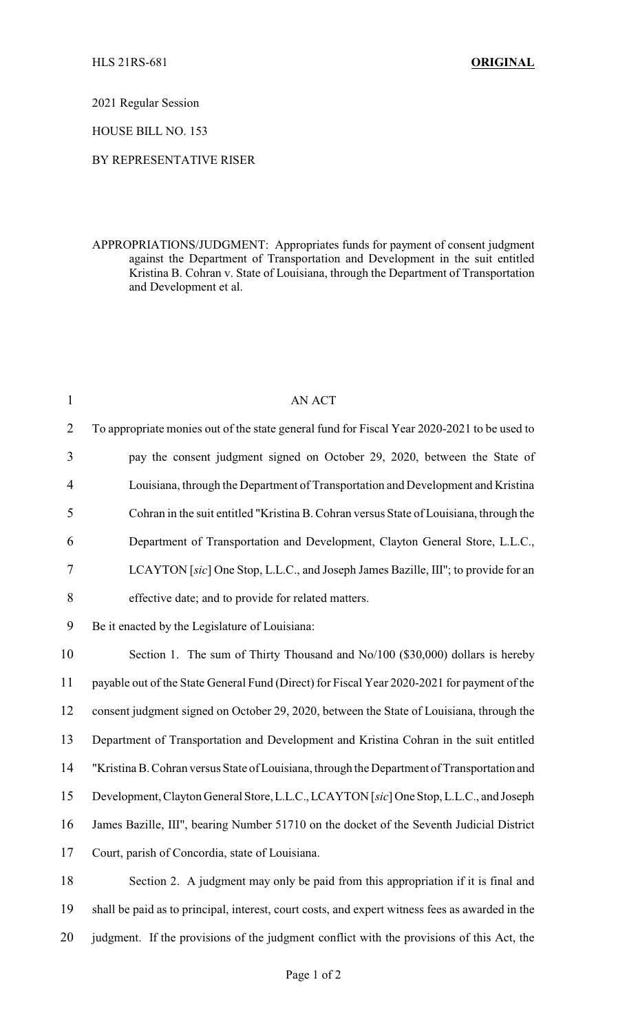HLS 21RS-681 **ORIGINAL**

2021 Regular Session

HOUSE BILL NO. 153

BY REPRESENTATIVE RISER

APPROPRIATIONS/JUDGMENT: Appropriates funds for payment of consent judgment against the Department of Transportation and Development in the suit entitled Kristina B. Cohran v. State of Louisiana, through the Department of Transportation and Development et al.

AN ACT

To appropriate monies out of the state general fund for Fiscal Year 2020-2021 to be used to pay the consent judgment signed on October 29, 2020, between the State of Louisiana, through the Department of Transportation and Development and Kristina Cohran in the suit entitled "Kristina B. Cohran versus State of Louisiana, through the Department of Transportation and Development, Clayton General Store, L.L.C., LCAYTON [*sic*] One Stop, L.L.C., and Joseph James Bazille, III"; to provide for an effective date; and to provide for related matters.

Be it enacted by the Legislature of Louisiana:

Section 1. The sum of Thirty Thousand and No/100 ($30,000) dollars is hereby payable out of the State General Fund (Direct) for Fiscal Year 2020-2021 for payment of the consent judgment signed on October 29, 2020, between the State of Louisiana, through the Department of Transportation and Development and Kristina Cohran in the suit entitled "Kristina B. Cohran versus State of Louisiana, through the Department of Transportation and Development, Clayton General Store, L.L.C., LCAYTON [*sic*] One Stop, L.L.C., and Joseph James Bazille, III", bearing Number 51710 on the docket of the Seventh Judicial District Court, parish of Concordia, state of Louisiana.

Section 2. A judgment may only be paid from this appropriation if it is final and shall be paid as to principal, interest, court costs, and expert witness fees as awarded in the judgment. If the provisions of the judgment conflict with the provisions of this Act, the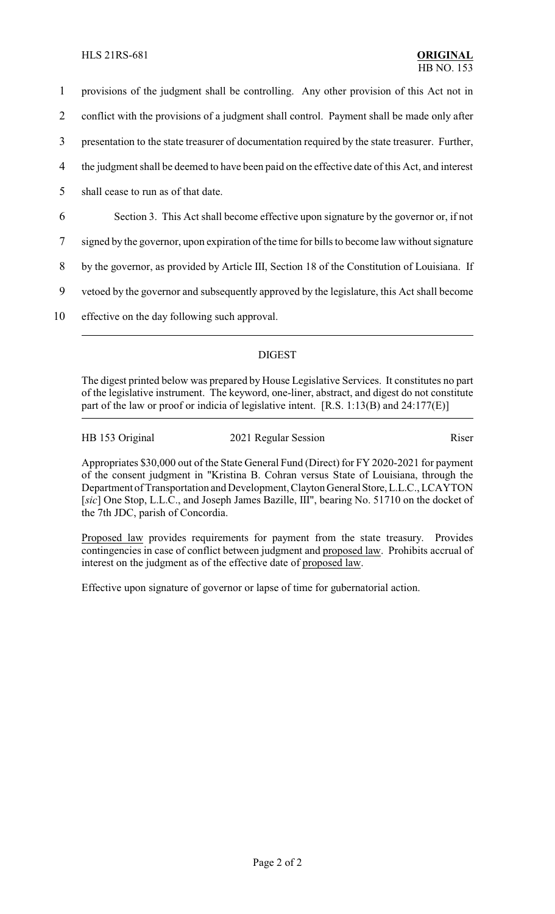provisions of the judgment shall be controlling. Any other provision of this Act not in conflict with the provisions of a judgment shall control. Payment shall be made only after presentation to the state treasurer of documentation required by the state treasurer. Further, the judgment shall be deemed to have been paid on the effective date of this Act, and interest shall cease to run as of that date.

Section 3. This Act shall become effective upon signature by the governor or, if not signed by the governor, upon expiration of the time for bills to become law without signature by the governor, as provided by Article III, Section 18 of the Constitution of Louisiana. If vetoed by the governor and subsequently approved by the legislature, this Act shall become effective on the day following such approval.

## DIGEST

The digest printed below was prepared by House Legislative Services. It constitutes no part of the legislative instrument. The keyword, one-liner, abstract, and digest do not constitute part of the law or proof or indicia of legislative intent. [R.S. 1:13(B) and 24:177(E)]

HB 153 Original 2021 Regular Session Riser

Appropriates $30,000 out of the State General Fund (Direct) for FY 2020-2021 for payment of the consent judgment in "Kristina B. Cohran versus State of Louisiana, through the Department of Transportation and Development, Clayton General Store, L.L.C., LCAYTON [*sic*] One Stop, L.L.C., and Joseph James Bazille, III", bearing No. 51710 on the docket of the 7th JDC, parish of Concordia.

Proposed law provides requirements for payment from the state treasury. Provides contingencies in case of conflict between judgment and proposed law. Prohibits accrual of interest on the judgment as of the effective date of proposed law.

Effective upon signature of governor or lapse of time for gubernatorial action.